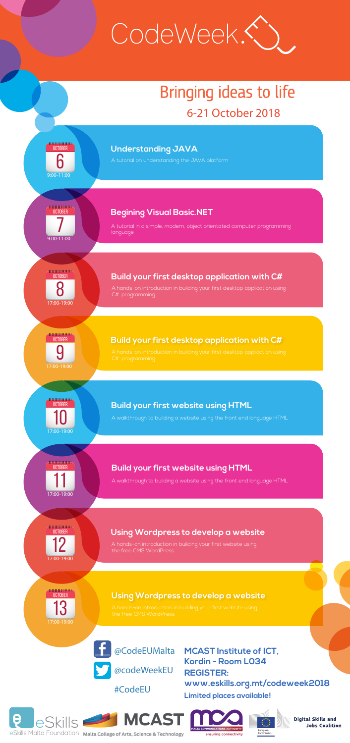# CodeWeek.

## Bringing ideas to life

6-21 October 2018

**October 6** — 9:00-11:00

### Understanding JAVA

A tutorial on understanding the JAVA platform

**October 7** — 9:00-11:00

### Begining Visual Basic.NET

A tutorial in a simple, modern, object orientated computer programming language

**October 8** — 17:00-19:00

### Build your first desktop application with C#

A hands-on introduction in building your first desktop application using C# programming

**October 9** — 17:00-19:00

### Build your first desktop application with C#

A hands-on introduction in building your first desktop application using C# programming

**October 10** — 17:00-19:00

### Build your first website using HTML

A walkthrough to building a website using the front end language HTML

**October 11** — 17:00-19:00

### Build your first website using HTML

A walkthrough to building a website using the front end language HTML

**October 12** — 17:00-19:00

### Using Wordpress to develop a website

A hands-on introduction in building your first website using the free CMS WordPress

**October 13** — 17:00-19:00

### Using Wordpress to develop a website

A hands-on introduction in building your first website using the free CMS WordPress

@CodeEUMalta

@codeWeekEU

#CodeEU

**MCAST Institute of ICT, Kordin - Room L034**

**REGISTER:**

**www.eskills.org.mt/codeweek2018**

**Limited places available!**

eSkills Malta Foundation — MCAST Malta College of Arts, Science & Technology — Malta Communications Authority, ensuring connectivity — European Commission — Digital Skills and Jobs Coalition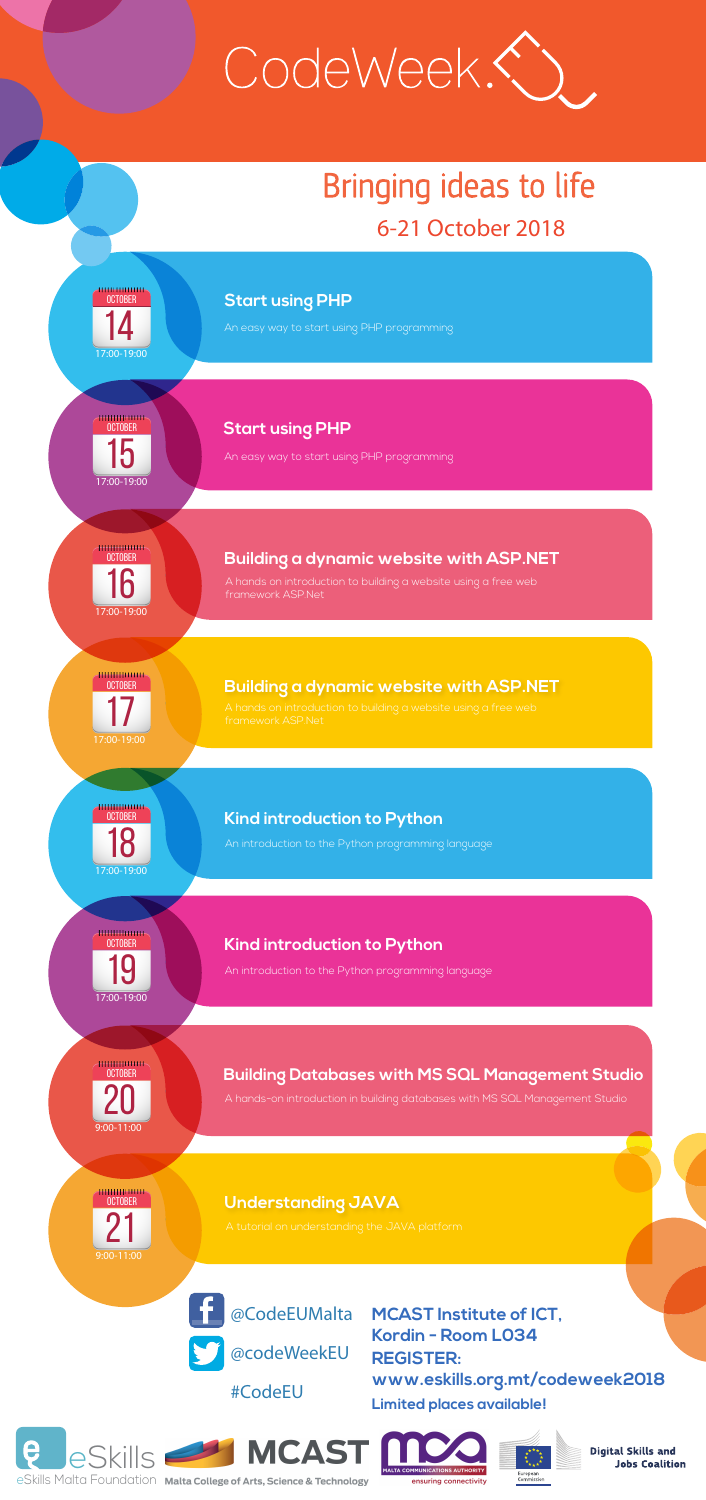# CodeWeek.

## Bringing ideas to life

### 6-21 October 2018

OCTOBER 14
17:00-19:00

**Start using PHP**

An easy way to start using PHP programming

OCTOBER 15
17:00-19:00

**Start using PHP**

An easy way to start using PHP programming

OCTOBER 16
17:00-19:00

**Building a dynamic website with ASP.NET**

A hands on introduction to building a website using a free web framework ASP.Net

OCTOBER 17
17:00-19:00

**Building a dynamic website with ASP.NET**

A hands on introduction to building a website using a free web framework ASP.Net

OCTOBER 18
17:00-19:00

**Kind introduction to Python**

An introduction to the Python programming language

OCTOBER 19
17:00-19:00

**Kind introduction to Python**

An introduction to the Python programming language

OCTOBER 20
9:00-11:00

**Building Databases with MS SQL Management Studio**

A hands-on introduction in building databases with MS SQL Management Studio

OCTOBER 21
9:00-11:00

**Understanding JAVA**

A tutorial on understanding the JAVA platform

@CodeEUMalta

@codeWeekEU

#CodeEU

**MCAST Institute of ICT, Kordin - Room L034**

**REGISTER: www.eskills.org.mt/codeweek2018**

**Limited places available!**

eSkills Malta Foundation | MCAST Malta College of Arts, Science & Technology | MCA Malta Communications Authority ensuring connectivity | European Commission | Digital Skills and Jobs Coalition